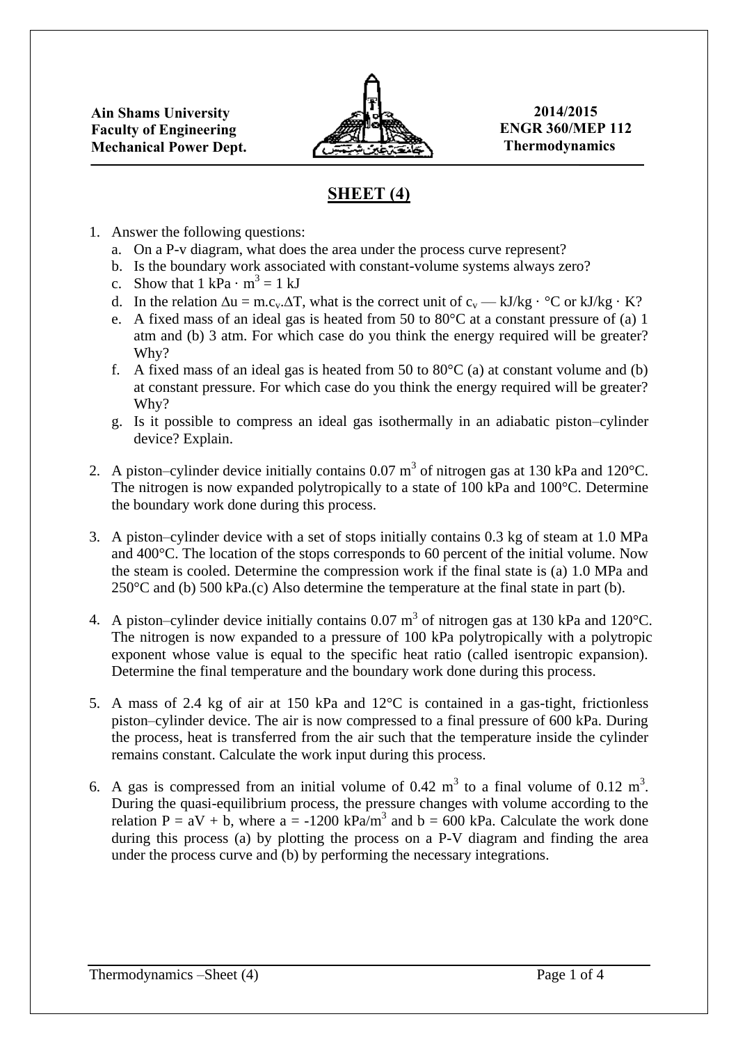**Ain Shams University**
**Faculty of Engineering**
**Mechanical Power Dept.**

**2014/2015**
**ENGR 360/MEP 112**
**Thermodynamics**

## SHEET (4)

1. Answer the following questions:
   a. On a P-v diagram, what does the area under the process curve represent?
   b. Is the boundary work associated with constant-volume systems always zero?
   c. Show that $1 \text{ kPa} \cdot \text{m}^3 = 1 \text{ kJ}$
   d. In the relation $\Delta u = m.c_v.\Delta T$, what is the correct unit of $c_v$ — kJ/kg · °C or kJ/kg · K?
   e. A fixed mass of an ideal gas is heated from 50 to 80°C at a constant pressure of (a) 1 atm and (b) 3 atm. For which case do you think the energy required will be greater? Why?
   f. A fixed mass of an ideal gas is heated from 50 to 80°C (a) at constant volume and (b) at constant pressure. For which case do you think the energy required will be greater? Why?
   g. Is it possible to compress an ideal gas isothermally in an adiabatic piston–cylinder device? Explain.

2. A piston–cylinder device initially contains 0.07 $m^3$ of nitrogen gas at 130 kPa and 120°C. The nitrogen is now expanded polytropically to a state of 100 kPa and 100°C. Determine the boundary work done during this process.

3. A piston–cylinder device with a set of stops initially contains 0.3 kg of steam at 1.0 MPa and 400°C. The location of the stops corresponds to 60 percent of the initial volume. Now the steam is cooled. Determine the compression work if the final state is (a) 1.0 MPa and 250°C and (b) 500 kPa.(c) Also determine the temperature at the final state in part (b).

4. A piston–cylinder device initially contains 0.07 $m^3$ of nitrogen gas at 130 kPa and 120°C. The nitrogen is now expanded to a pressure of 100 kPa polytropically with a polytropic exponent whose value is equal to the specific heat ratio (called isentropic expansion). Determine the final temperature and the boundary work done during this process.

5. A mass of 2.4 kg of air at 150 kPa and 12°C is contained in a gas-tight, frictionless piston–cylinder device. The air is now compressed to a final pressure of 600 kPa. During the process, heat is transferred from the air such that the temperature inside the cylinder remains constant. Calculate the work input during this process.

6. A gas is compressed from an initial volume of 0.42 $m^3$ to a final volume of 0.12 $m^3$. During the quasi-equilibrium process, the pressure changes with volume according to the relation $P = aV + b$, where $a = -1200 \text{ kPa/m}^3$ and $b = 600$ kPa. Calculate the work done during this process (a) by plotting the process on a P-V diagram and finding the area under the process curve and (b) by performing the necessary integrations.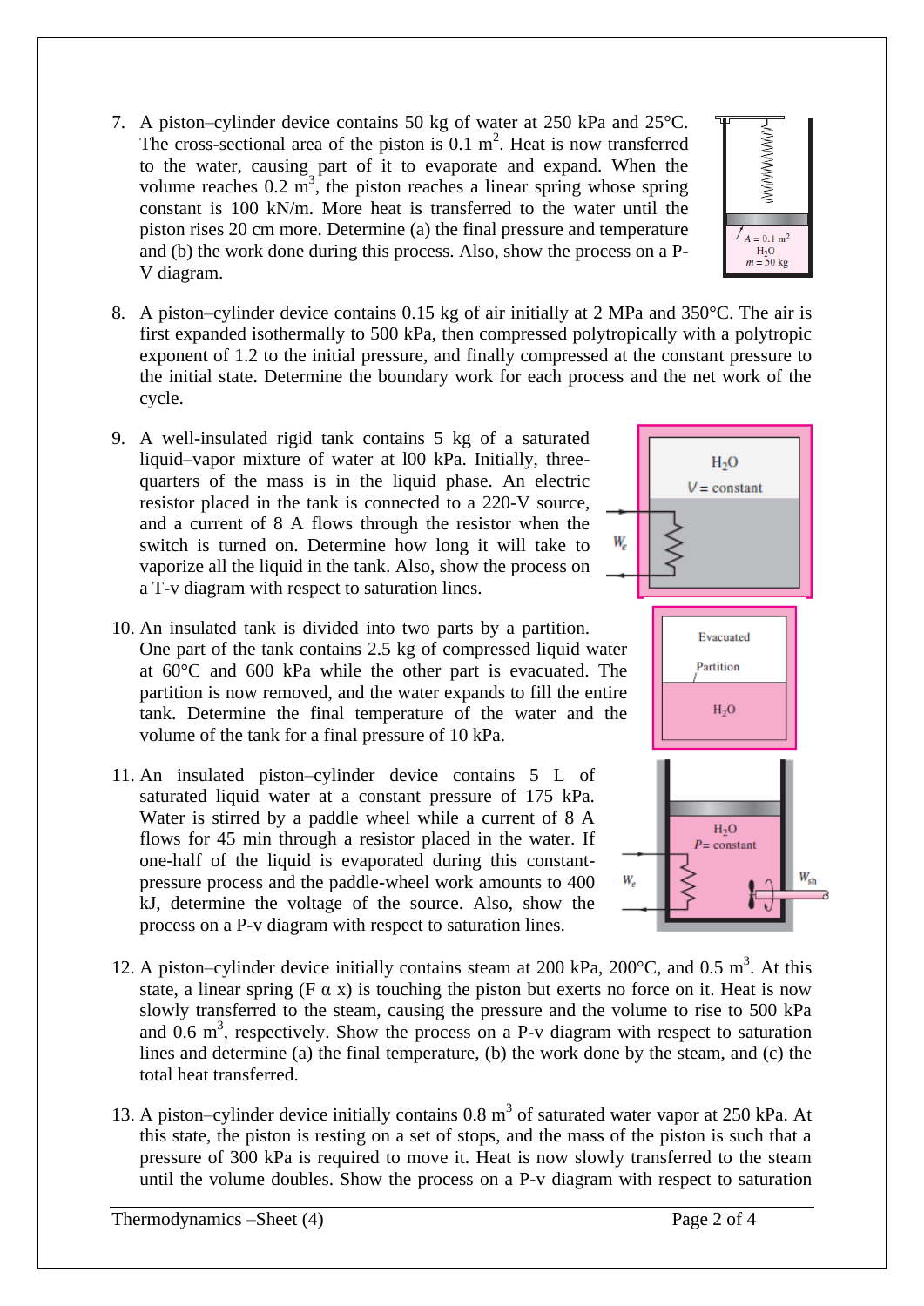7. A piston–cylinder device contains 50 kg of water at 250 kPa and 25°C. The cross-sectional area of the piston is 0.1 $m^2$. Heat is now transferred to the water, causing part of it to evaporate and expand. When the volume reaches 0.2 $m^3$, the piston reaches a linear spring whose spring constant is 100 kN/m. More heat is transferred to the water until the piston rises 20 cm more. Determine (a) the final pressure and temperature and (b) the work done during this process. Also, show the process on a P-V diagram.

8. A piston–cylinder device contains 0.15 kg of air initially at 2 MPa and 350°C. The air is first expanded isothermally to 500 kPa, then compressed polytropically with a polytropic exponent of 1.2 to the initial pressure, and finally compressed at the constant pressure to the initial state. Determine the boundary work for each process and the net work of the cycle.

9. A well-insulated rigid tank contains 5 kg of a saturated liquid–vapor mixture of water at l00 kPa. Initially, three-quarters of the mass is in the liquid phase. An electric resistor placed in the tank is connected to a 220-V source, and a current of 8 A flows through the resistor when the switch is turned on. Determine how long it will take to vaporize all the liquid in the tank. Also, show the process on a T-v diagram with respect to saturation lines.

10. An insulated tank is divided into two parts by a partition. One part of the tank contains 2.5 kg of compressed liquid water at 60°C and 600 kPa while the other part is evacuated. The partition is now removed, and the water expands to fill the entire tank. Determine the final temperature of the water and the volume of the tank for a final pressure of 10 kPa.

11. An insulated piston–cylinder device contains 5 L of saturated liquid water at a constant pressure of 175 kPa. Water is stirred by a paddle wheel while a current of 8 A flows for 45 min through a resistor placed in the water. If one-half of the liquid is evaporated during this constant-pressure process and the paddle-wheel work amounts to 400 kJ, determine the voltage of the source. Also, show the process on a P-v diagram with respect to saturation lines.

12. A piston–cylinder device initially contains steam at 200 kPa, 200°C, and 0.5 $m^3$. At this state, a linear spring ($F \propto x$) is touching the piston but exerts no force on it. Heat is now slowly transferred to the steam, causing the pressure and the volume to rise to 500 kPa and 0.6 $m^3$, respectively. Show the process on a P-v diagram with respect to saturation lines and determine (a) the final temperature, (b) the work done by the steam, and (c) the total heat transferred.

13. A piston–cylinder device initially contains 0.8 $m^3$ of saturated water vapor at 250 kPa. At this state, the piston is resting on a set of stops, and the mass of the piston is such that a pressure of 300 kPa is required to move it. Heat is now slowly transferred to the steam until the volume doubles. Show the process on a P-v diagram with respect to saturation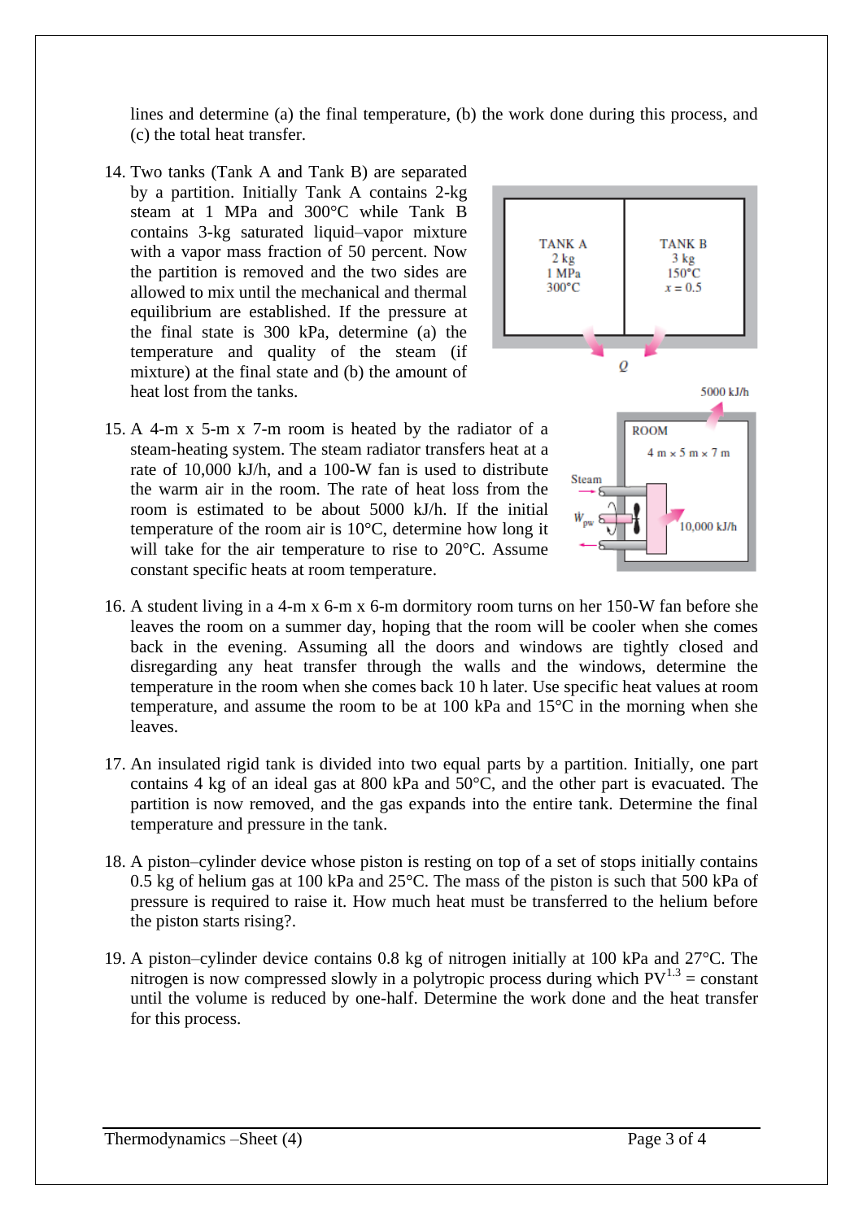lines and determine (a) the final temperature, (b) the work done during this process, and (c) the total heat transfer.

14. Two tanks (Tank A and Tank B) are separated by a partition. Initially Tank A contains 2-kg steam at 1 MPa and 300°C while Tank B contains 3-kg saturated liquid–vapor mixture with a vapor mass fraction of 50 percent. Now the partition is removed and the two sides are allowed to mix until the mechanical and thermal equilibrium are established. If the pressure at the final state is 300 kPa, determine (a) the temperature and quality of the steam (if mixture) at the final state and (b) the amount of heat lost from the tanks.

15. A 4-m x 5-m x 7-m room is heated by the radiator of a steam-heating system. The steam radiator transfers heat at a rate of 10,000 kJ/h, and a 100-W fan is used to distribute the warm air in the room. The rate of heat loss from the room is estimated to be about 5000 kJ/h. If the initial temperature of the room air is 10°C, determine how long it will take for the air temperature to rise to 20°C. Assume constant specific heats at room temperature.

16. A student living in a 4-m x 6-m x 6-m dormitory room turns on her 150-W fan before she leaves the room on a summer day, hoping that the room will be cooler when she comes back in the evening. Assuming all the doors and windows are tightly closed and disregarding any heat transfer through the walls and the windows, determine the temperature in the room when she comes back 10 h later. Use specific heat values at room temperature, and assume the room to be at 100 kPa and 15°C in the morning when she leaves.

17. An insulated rigid tank is divided into two equal parts by a partition. Initially, one part contains 4 kg of an ideal gas at 800 kPa and 50°C, and the other part is evacuated. The partition is now removed, and the gas expands into the entire tank. Determine the final temperature and pressure in the tank.

18. A piston–cylinder device whose piston is resting on top of a set of stops initially contains 0.5 kg of helium gas at 100 kPa and 25°C. The mass of the piston is such that 500 kPa of pressure is required to raise it. How much heat must be transferred to the helium before the piston starts rising?.

19. A piston–cylinder device contains 0.8 kg of nitrogen initially at 100 kPa and 27°C. The nitrogen is now compressed slowly in a polytropic process during which $PV^{1.3}$ = constant until the volume is reduced by one-half. Determine the work done and the heat transfer for this process.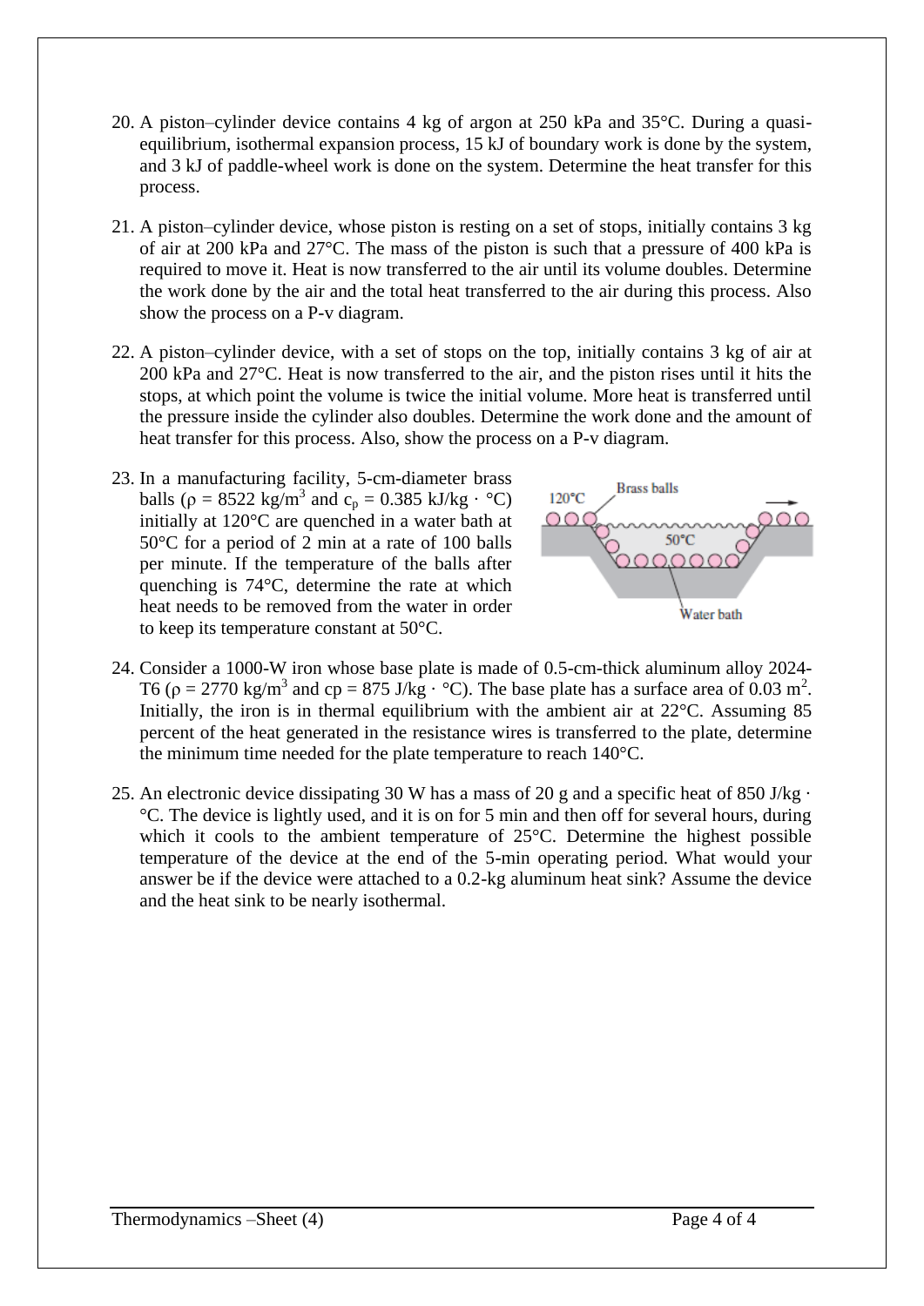20. A piston–cylinder device contains 4 kg of argon at 250 kPa and 35°C. During a quasi-equilibrium, isothermal expansion process, 15 kJ of boundary work is done by the system, and 3 kJ of paddle-wheel work is done on the system. Determine the heat transfer for this process.

21. A piston–cylinder device, whose piston is resting on a set of stops, initially contains 3 kg of air at 200 kPa and 27°C. The mass of the piston is such that a pressure of 400 kPa is required to move it. Heat is now transferred to the air until its volume doubles. Determine the work done by the air and the total heat transferred to the air during this process. Also show the process on a P-v diagram.

22. A piston–cylinder device, with a set of stops on the top, initially contains 3 kg of air at 200 kPa and 27°C. Heat is now transferred to the air, and the piston rises until it hits the stops, at which point the volume is twice the initial volume. More heat is transferred until the pressure inside the cylinder also doubles. Determine the work done and the amount of heat transfer for this process. Also, show the process on a P-v diagram.

23. In a manufacturing facility, 5-cm-diameter brass balls ($\rho$ = 8522 kg/m$^3$ and $c_p$ = 0.385 kJ/kg · °C) initially at 120°C are quenched in a water bath at 50°C for a period of 2 min at a rate of 100 balls per minute. If the temperature of the balls after quenching is 74°C, determine the rate at which heat needs to be removed from the water in order to keep its temperature constant at 50°C.

120°C

Brass balls

50°C

Water bath

24. Consider a 1000-W iron whose base plate is made of 0.5-cm-thick aluminum alloy 2024-T6 ($\rho$ = 2770 kg/m$^3$ and cp = 875 J/kg · °C). The base plate has a surface area of 0.03 m$^2$. Initially, the iron is in thermal equilibrium with the ambient air at 22°C. Assuming 85 percent of the heat generated in the resistance wires is transferred to the plate, determine the minimum time needed for the plate temperature to reach 140°C.

25. An electronic device dissipating 30 W has a mass of 20 g and a specific heat of 850 J/kg · °C. The device is lightly used, and it is on for 5 min and then off for several hours, during which it cools to the ambient temperature of 25°C. Determine the highest possible temperature of the device at the end of the 5-min operating period. What would your answer be if the device were attached to a 0.2-kg aluminum heat sink? Assume the device and the heat sink to be nearly isothermal.